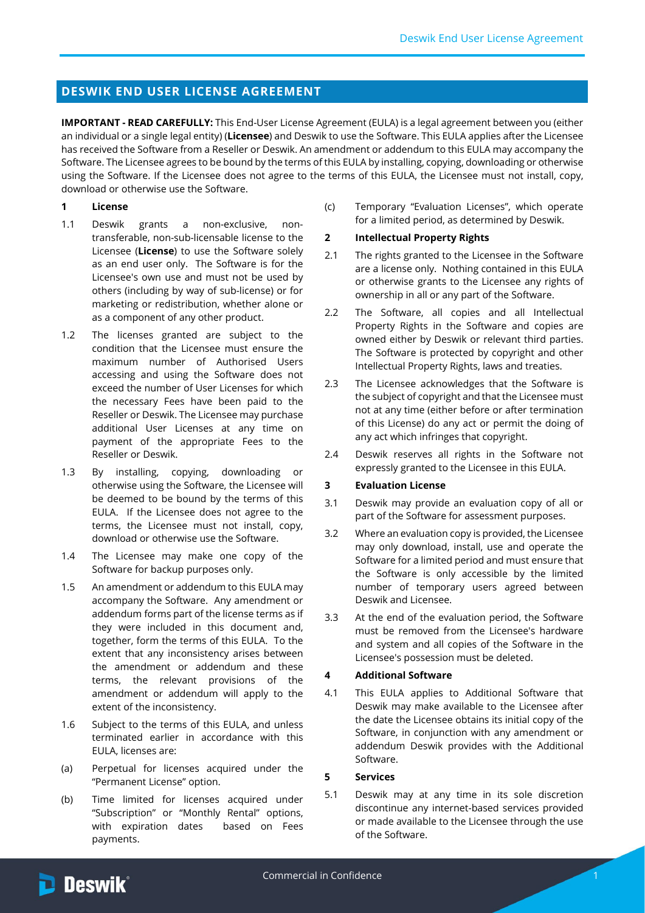# DESWIK END USER LICENSE AGREEMENT

**IMPORTANT - READ CAREFULLY:** This End-User License Agreement (EULA) is a legal agreement between you (either an individual or a single legal entity) (**Licensee**) and Deswik to use the Software. This EULA applies after the Licensee has received the Software from a Reseller or Deswik. An amendment or addendum to this EULA may accompany the Software. The Licensee agrees to be bound by the terms of this EULA by installing, copying, downloading or otherwise using the Software. If the Licensee does not agree to the terms of this EULA, the Licensee must not install, copy, download or otherwise use the Software.

## 1 License

1.1 Deswik grants a non-exclusive, non-transferable, non-sub-licensable license to the Licensee (**License**) to use the Software solely as an end user only. The Software is for the Licensee's own use and must not be used by others (including by way of sub-license) or for marketing or redistribution, whether alone or as a component of any other product.

1.2 The licenses granted are subject to the condition that the Licensee must ensure the maximum number of Authorised Users accessing and using the Software does not exceed the number of User Licenses for which the necessary Fees have been paid to the Reseller or Deswik. The Licensee may purchase additional User Licenses at any time on payment of the appropriate Fees to the Reseller or Deswik.

1.3 By installing, copying, downloading or otherwise using the Software, the Licensee will be deemed to be bound by the terms of this EULA. If the Licensee does not agree to the terms, the Licensee must not install, copy, download or otherwise use the Software.

1.4 The Licensee may make one copy of the Software for backup purposes only.

1.5 An amendment or addendum to this EULA may accompany the Software. Any amendment or addendum forms part of the license terms as if they were included in this document and, together, form the terms of this EULA. To the extent that any inconsistency arises between the amendment or addendum and these terms, the relevant provisions of the amendment or addendum will apply to the extent of the inconsistency.

1.6 Subject to the terms of this EULA, and unless terminated earlier in accordance with this EULA, licenses are:

(a) Perpetual for licenses acquired under the "Permanent License" option.

(b) Time limited for licenses acquired under "Subscription" or "Monthly Rental" options, with expiration dates based on Fees payments.

(c) Temporary "Evaluation Licenses", which operate for a limited period, as determined by Deswik.

## 2 Intellectual Property Rights

2.1 The rights granted to the Licensee in the Software are a license only. Nothing contained in this EULA or otherwise grants to the Licensee any rights of ownership in all or any part of the Software.

2.2 The Software, all copies and all Intellectual Property Rights in the Software and copies are owned either by Deswik or relevant third parties. The Software is protected by copyright and other Intellectual Property Rights, laws and treaties.

2.3 The Licensee acknowledges that the Software is the subject of copyright and that the Licensee must not at any time (either before or after termination of this License) do any act or permit the doing of any act which infringes that copyright.

2.4 Deswik reserves all rights in the Software not expressly granted to the Licensee in this EULA.

## 3 Evaluation License

3.1 Deswik may provide an evaluation copy of all or part of the Software for assessment purposes.

3.2 Where an evaluation copy is provided, the Licensee may only download, install, use and operate the Software for a limited period and must ensure that the Software is only accessible by the limited number of temporary users agreed between Deswik and Licensee.

3.3 At the end of the evaluation period, the Software must be removed from the Licensee's hardware and system and all copies of the Software in the Licensee's possession must be deleted.

## 4 Additional Software

4.1 This EULA applies to Additional Software that Deswik may make available to the Licensee after the date the Licensee obtains its initial copy of the Software, in conjunction with any amendment or addendum Deswik provides with the Additional Software.

## 5 Services

5.1 Deswik may at any time in its sole discretion discontinue any internet-based services provided or made available to the Licensee through the use of the Software.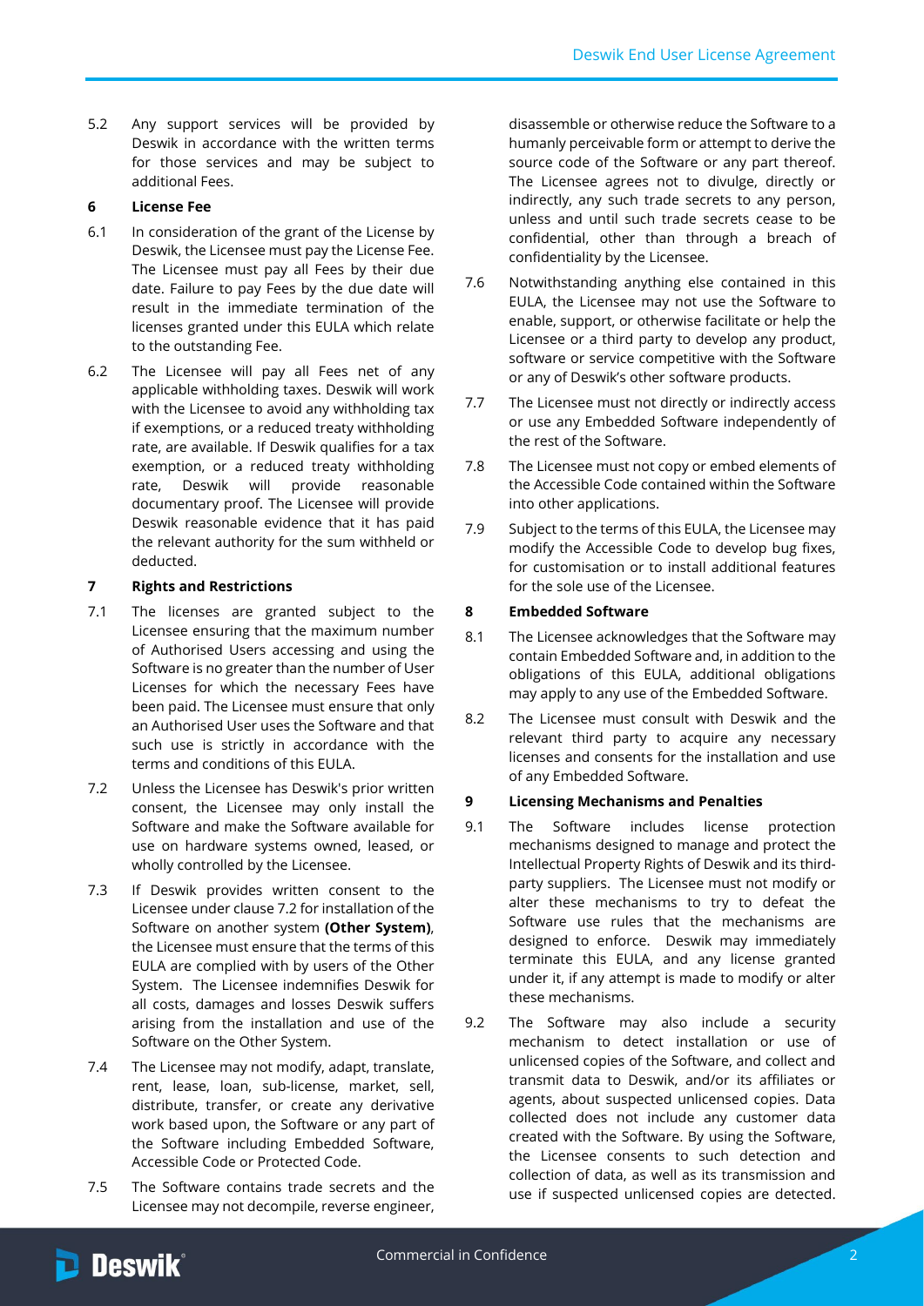5.2 Any support services will be provided by Deswik in accordance with the written terms for those services and may be subject to additional Fees.

**6 License Fee**

6.1 In consideration of the grant of the License by Deswik, the Licensee must pay the License Fee. The Licensee must pay all Fees by their due date. Failure to pay Fees by the due date will result in the immediate termination of the licenses granted under this EULA which relate to the outstanding Fee.

6.2 The Licensee will pay all Fees net of any applicable withholding taxes. Deswik will work with the Licensee to avoid any withholding tax if exemptions, or a reduced treaty withholding rate, are available. If Deswik qualifies for a tax exemption, or a reduced treaty withholding rate, Deswik will provide reasonable documentary proof. The Licensee will provide Deswik reasonable evidence that it has paid the relevant authority for the sum withheld or deducted.

**7 Rights and Restrictions**

7.1 The licenses are granted subject to the Licensee ensuring that the maximum number of Authorised Users accessing and using the Software is no greater than the number of User Licenses for which the necessary Fees have been paid. The Licensee must ensure that only an Authorised User uses the Software and that such use is strictly in accordance with the terms and conditions of this EULA.

7.2 Unless the Licensee has Deswik's prior written consent, the Licensee may only install the Software and make the Software available for use on hardware systems owned, leased, or wholly controlled by the Licensee.

7.3 If Deswik provides written consent to the Licensee under clause 7.2 for installation of the Software on another system **(Other System)**, the Licensee must ensure that the terms of this EULA are complied with by users of the Other System. The Licensee indemnifies Deswik for all costs, damages and losses Deswik suffers arising from the installation and use of the Software on the Other System.

7.4 The Licensee may not modify, adapt, translate, rent, lease, loan, sub-license, market, sell, distribute, transfer, or create any derivative work based upon, the Software or any part of the Software including Embedded Software, Accessible Code or Protected Code.

7.5 The Software contains trade secrets and the Licensee may not decompile, reverse engineer, disassemble or otherwise reduce the Software to a humanly perceivable form or attempt to derive the source code of the Software or any part thereof. The Licensee agrees not to divulge, directly or indirectly, any such trade secrets to any person, unless and until such trade secrets cease to be confidential, other than through a breach of confidentiality by the Licensee.

7.6 Notwithstanding anything else contained in this EULA, the Licensee may not use the Software to enable, support, or otherwise facilitate or help the Licensee or a third party to develop any product, software or service competitive with the Software or any of Deswik's other software products.

7.7 The Licensee must not directly or indirectly access or use any Embedded Software independently of the rest of the Software.

7.8 The Licensee must not copy or embed elements of the Accessible Code contained within the Software into other applications.

7.9 Subject to the terms of this EULA, the Licensee may modify the Accessible Code to develop bug fixes, for customisation or to install additional features for the sole use of the Licensee.

**8 Embedded Software**

8.1 The Licensee acknowledges that the Software may contain Embedded Software and, in addition to the obligations of this EULA, additional obligations may apply to any use of the Embedded Software.

8.2 The Licensee must consult with Deswik and the relevant third party to acquire any necessary licenses and consents for the installation and use of any Embedded Software.

**9 Licensing Mechanisms and Penalties**

9.1 The Software includes license protection mechanisms designed to manage and protect the Intellectual Property Rights of Deswik and its third-party suppliers. The Licensee must not modify or alter these mechanisms to try to defeat the Software use rules that the mechanisms are designed to enforce. Deswik may immediately terminate this EULA, and any license granted under it, if any attempt is made to modify or alter these mechanisms.

9.2 The Software may also include a security mechanism to detect installation or use of unlicensed copies of the Software, and collect and transmit data to Deswik, and/or its affiliates or agents, about suspected unlicensed copies. Data collected does not include any customer data created with the Software. By using the Software, the Licensee consents to such detection and collection of data, as well as its transmission and use if suspected unlicensed copies are detected.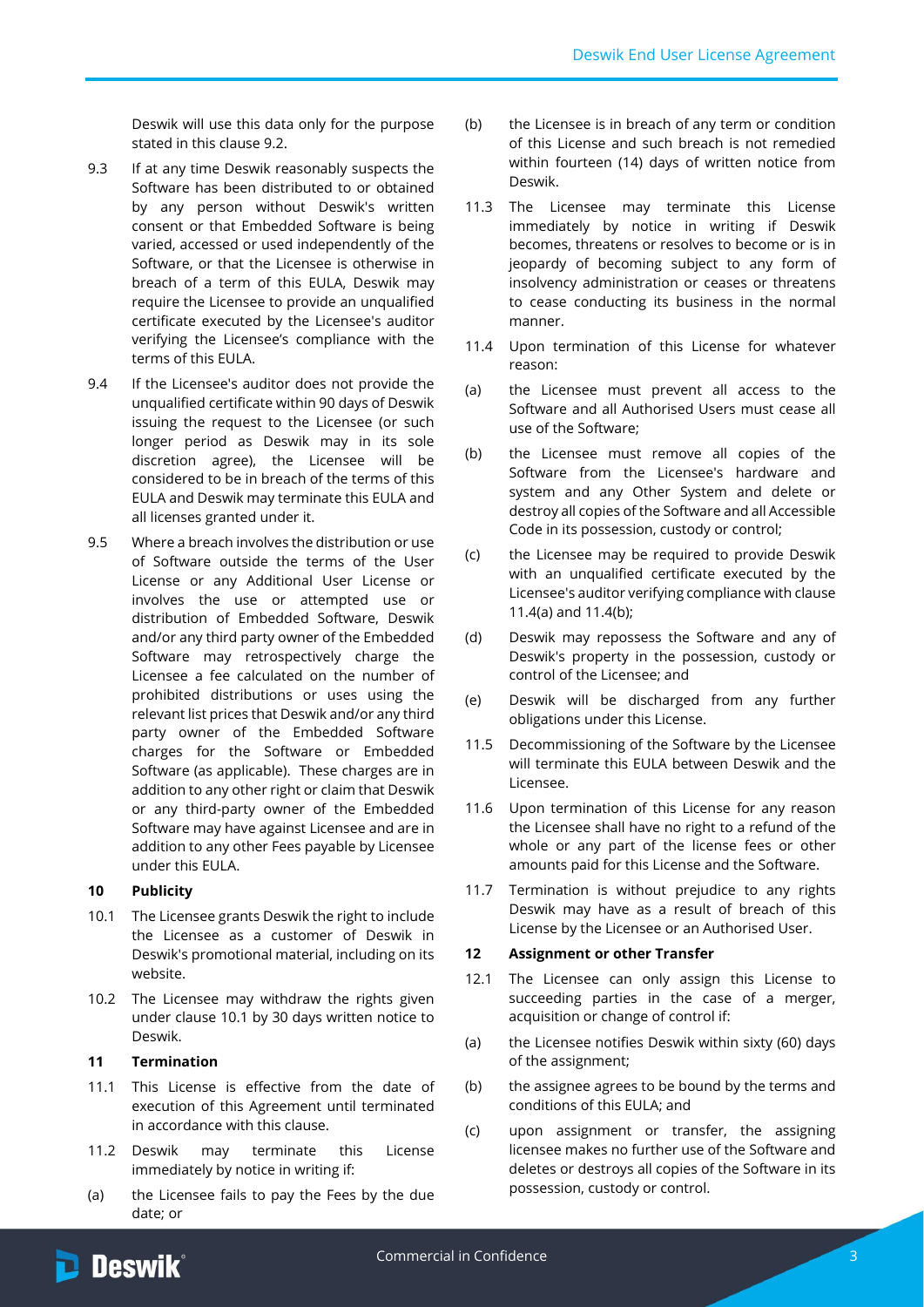Deswik will use this data only for the purpose stated in this clause 9.2.

9.3 If at any time Deswik reasonably suspects the Software has been distributed to or obtained by any person without Deswik's written consent or that Embedded Software is being varied, accessed or used independently of the Software, or that the Licensee is otherwise in breach of a term of this EULA, Deswik may require the Licensee to provide an unqualified certificate executed by the Licensee's auditor verifying the Licensee's compliance with the terms of this EULA.

9.4 If the Licensee's auditor does not provide the unqualified certificate within 90 days of Deswik issuing the request to the Licensee (or such longer period as Deswik may in its sole discretion agree), the Licensee will be considered to be in breach of the terms of this EULA and Deswik may terminate this EULA and all licenses granted under it.

9.5 Where a breach involves the distribution or use of Software outside the terms of the User License or any Additional User License or involves the use or attempted use or distribution of Embedded Software, Deswik and/or any third party owner of the Embedded Software may retrospectively charge the Licensee a fee calculated on the number of prohibited distributions or uses using the relevant list prices that Deswik and/or any third party owner of the Embedded Software charges for the Software or Embedded Software (as applicable). These charges are in addition to any other right or claim that Deswik or any third-party owner of the Embedded Software may have against Licensee and are in addition to any other Fees payable by Licensee under this EULA.

**10 Publicity**

10.1 The Licensee grants Deswik the right to include the Licensee as a customer of Deswik in Deswik's promotional material, including on its website.

10.2 The Licensee may withdraw the rights given under clause 10.1 by 30 days written notice to Deswik.

**11 Termination**

11.1 This License is effective from the date of execution of this Agreement until terminated in accordance with this clause.

11.2 Deswik may terminate this License immediately by notice in writing if:

(a) the Licensee fails to pay the Fees by the due date; or

(b) the Licensee is in breach of any term or condition of this License and such breach is not remedied within fourteen (14) days of written notice from Deswik.

11.3 The Licensee may terminate this License immediately by notice in writing if Deswik becomes, threatens or resolves to become or is in jeopardy of becoming subject to any form of insolvency administration or ceases or threatens to cease conducting its business in the normal manner.

11.4 Upon termination of this License for whatever reason:

(a) the Licensee must prevent all access to the Software and all Authorised Users must cease all use of the Software;

(b) the Licensee must remove all copies of the Software from the Licensee's hardware and system and any Other System and delete or destroy all copies of the Software and all Accessible Code in its possession, custody or control;

(c) the Licensee may be required to provide Deswik with an unqualified certificate executed by the Licensee's auditor verifying compliance with clause 11.4(a) and 11.4(b);

(d) Deswik may repossess the Software and any of Deswik's property in the possession, custody or control of the Licensee; and

(e) Deswik will be discharged from any further obligations under this License.

11.5 Decommissioning of the Software by the Licensee will terminate this EULA between Deswik and the Licensee.

11.6 Upon termination of this License for any reason the Licensee shall have no right to a refund of the whole or any part of the license fees or other amounts paid for this License and the Software.

11.7 Termination is without prejudice to any rights Deswik may have as a result of breach of this License by the Licensee or an Authorised User.

**12 Assignment or other Transfer**

12.1 The Licensee can only assign this License to succeeding parties in the case of a merger, acquisition or change of control if:

(a) the Licensee notifies Deswik within sixty (60) days of the assignment;

(b) the assignee agrees to be bound by the terms and conditions of this EULA; and

(c) upon assignment or transfer, the assigning licensee makes no further use of the Software and deletes or destroys all copies of the Software in its possession, custody or control.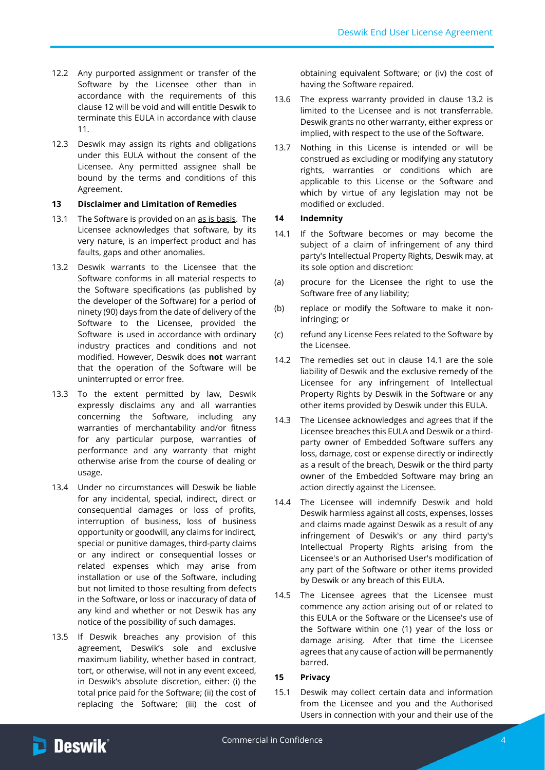12.2 Any purported assignment or transfer of the Software by the Licensee other than in accordance with the requirements of this clause 12 will be void and will entitle Deswik to terminate this EULA in accordance with clause 11.

12.3 Deswik may assign its rights and obligations under this EULA without the consent of the Licensee. Any permitted assignee shall be bound by the terms and conditions of this Agreement.

### 13 Disclaimer and Limitation of Remedies

13.1 The Software is provided on an as is basis. The Licensee acknowledges that software, by its very nature, is an imperfect product and has faults, gaps and other anomalies.

13.2 Deswik warrants to the Licensee that the Software conforms in all material respects to the Software specifications (as published by the developer of the Software) for a period of ninety (90) days from the date of delivery of the Software to the Licensee, provided the Software is used in accordance with ordinary industry practices and conditions and not modified. However, Deswik does **not** warrant that the operation of the Software will be uninterrupted or error free.

13.3 To the extent permitted by law, Deswik expressly disclaims any and all warranties concerning the Software, including any warranties of merchantability and/or fitness for any particular purpose, warranties of performance and any warranty that might otherwise arise from the course of dealing or usage.

13.4 Under no circumstances will Deswik be liable for any incidental, special, indirect, direct or consequential damages or loss of profits, interruption of business, loss of business opportunity or goodwill, any claims for indirect, special or punitive damages, third-party claims or any indirect or consequential losses or related expenses which may arise from installation or use of the Software, including but not limited to those resulting from defects in the Software, or loss or inaccuracy of data of any kind and whether or not Deswik has any notice of the possibility of such damages.

13.5 If Deswik breaches any provision of this agreement, Deswik's sole and exclusive maximum liability, whether based in contract, tort, or otherwise, will not in any event exceed, in Deswik's absolute discretion, either: (i) the total price paid for the Software; (ii) the cost of replacing the Software; (iii) the cost of obtaining equivalent Software; or (iv) the cost of having the Software repaired.

13.6 The express warranty provided in clause 13.2 is limited to the Licensee and is not transferrable. Deswik grants no other warranty, either express or implied, with respect to the use of the Software.

13.7 Nothing in this License is intended or will be construed as excluding or modifying any statutory rights, warranties or conditions which are applicable to this License or the Software and which by virtue of any legislation may not be modified or excluded.

### 14 Indemnity

14.1 If the Software becomes or may become the subject of a claim of infringement of any third party's Intellectual Property Rights, Deswik may, at its sole option and discretion:

(a) procure for the Licensee the right to use the Software free of any liability;

(b) replace or modify the Software to make it non-infringing; or

(c) refund any License Fees related to the Software by the Licensee.

14.2 The remedies set out in clause 14.1 are the sole liability of Deswik and the exclusive remedy of the Licensee for any infringement of Intellectual Property Rights by Deswik in the Software or any other items provided by Deswik under this EULA.

14.3 The Licensee acknowledges and agrees that if the Licensee breaches this EULA and Deswik or a third-party owner of Embedded Software suffers any loss, damage, cost or expense directly or indirectly as a result of the breach, Deswik or the third party owner of the Embedded Software may bring an action directly against the Licensee.

14.4 The Licensee will indemnify Deswik and hold Deswik harmless against all costs, expenses, losses and claims made against Deswik as a result of any infringement of Deswik's or any third party's Intellectual Property Rights arising from the Licensee's or an Authorised User's modification of any part of the Software or other items provided by Deswik or any breach of this EULA.

14.5 The Licensee agrees that the Licensee must commence any action arising out of or related to this EULA or the Software or the Licensee's use of the Software within one (1) year of the loss or damage arising. After that time the Licensee agrees that any cause of action will be permanently barred.

### 15 Privacy

15.1 Deswik may collect certain data and information from the Licensee and you and the Authorised Users in connection with your and their use of the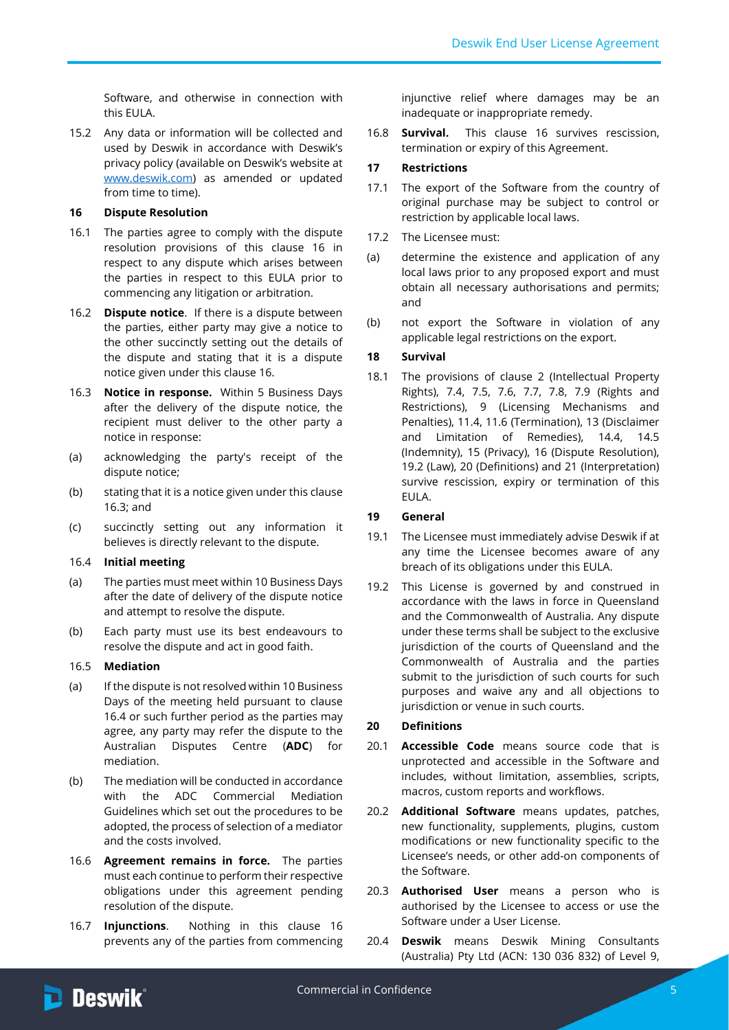Software, and otherwise in connection with this EULA.

15.2 Any data or information will be collected and used by Deswik in accordance with Deswik's privacy policy (available on Deswik's website at www.deswik.com) as amended or updated from time to time).

**16 Dispute Resolution**

16.1 The parties agree to comply with the dispute resolution provisions of this clause 16 in respect to any dispute which arises between the parties in respect to this EULA prior to commencing any litigation or arbitration.

16.2 **Dispute notice**. If there is a dispute between the parties, either party may give a notice to the other succinctly setting out the details of the dispute and stating that it is a dispute notice given under this clause 16.

16.3 **Notice in response.** Within 5 Business Days after the delivery of the dispute notice, the recipient must deliver to the other party a notice in response:

(a) acknowledging the party's receipt of the dispute notice;

(b) stating that it is a notice given under this clause 16.3; and

(c) succinctly setting out any information it believes is directly relevant to the dispute.

16.4 **Initial meeting**

(a) The parties must meet within 10 Business Days after the date of delivery of the dispute notice and attempt to resolve the dispute.

(b) Each party must use its best endeavours to resolve the dispute and act in good faith.

16.5 **Mediation**

(a) If the dispute is not resolved within 10 Business Days of the meeting held pursuant to clause 16.4 or such further period as the parties may agree, any party may refer the dispute to the Australian Disputes Centre (**ADC**) for mediation.

(b) The mediation will be conducted in accordance with the ADC Commercial Mediation Guidelines which set out the procedures to be adopted, the process of selection of a mediator and the costs involved.

16.6 **Agreement remains in force.** The parties must each continue to perform their respective obligations under this agreement pending resolution of the dispute.

16.7 **Injunctions**. Nothing in this clause 16 prevents any of the parties from commencing injunctive relief where damages may be an inadequate or inappropriate remedy.

16.8 **Survival.** This clause 16 survives rescission, termination or expiry of this Agreement.

**17 Restrictions**

17.1 The export of the Software from the country of original purchase may be subject to control or restriction by applicable local laws.

17.2 The Licensee must:

(a) determine the existence and application of any local laws prior to any proposed export and must obtain all necessary authorisations and permits; and

(b) not export the Software in violation of any applicable legal restrictions on the export.

**18 Survival**

18.1 The provisions of clause 2 (Intellectual Property Rights), 7.4, 7.5, 7.6, 7.7, 7.8, 7.9 (Rights and Restrictions), 9 (Licensing Mechanisms and Penalties), 11.4, 11.6 (Termination), 13 (Disclaimer and Limitation of Remedies), 14.4, 14.5 (Indemnity), 15 (Privacy), 16 (Dispute Resolution), 19.2 (Law), 20 (Definitions) and 21 (Interpretation) survive rescission, expiry or termination of this EULA.

**19 General**

19.1 The Licensee must immediately advise Deswik if at any time the Licensee becomes aware of any breach of its obligations under this EULA.

19.2 This License is governed by and construed in accordance with the laws in force in Queensland and the Commonwealth of Australia. Any dispute under these terms shall be subject to the exclusive jurisdiction of the courts of Queensland and the Commonwealth of Australia and the parties submit to the jurisdiction of such courts for such purposes and waive any and all objections to jurisdiction or venue in such courts.

**20 Definitions**

20.1 **Accessible Code** means source code that is unprotected and accessible in the Software and includes, without limitation, assemblies, scripts, macros, custom reports and workflows.

20.2 **Additional Software** means updates, patches, new functionality, supplements, plugins, custom modifications or new functionality specific to the Licensee's needs, or other add-on components of the Software.

20.3 **Authorised User** means a person who is authorised by the Licensee to access or use the Software under a User License.

20.4 **Deswik** means Deswik Mining Consultants (Australia) Pty Ltd (ACN: 130 036 832) of Level 9,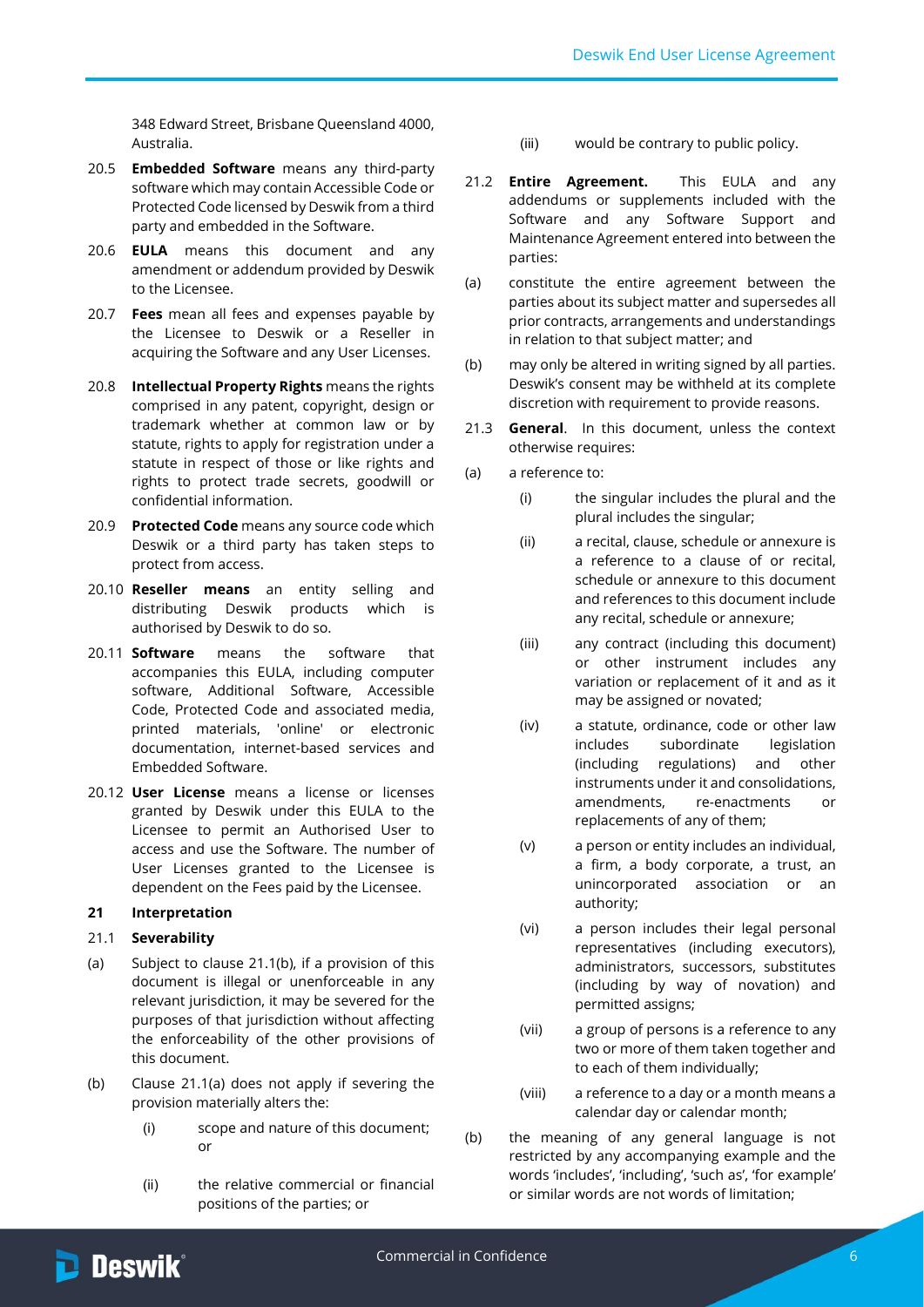348 Edward Street, Brisbane Queensland 4000, Australia.

20.5 **Embedded Software** means any third-party software which may contain Accessible Code or Protected Code licensed by Deswik from a third party and embedded in the Software.

20.6 **EULA** means this document and any amendment or addendum provided by Deswik to the Licensee.

20.7 **Fees** mean all fees and expenses payable by the Licensee to Deswik or a Reseller in acquiring the Software and any User Licenses.

20.8 **Intellectual Property Rights** means the rights comprised in any patent, copyright, design or trademark whether at common law or by statute, rights to apply for registration under a statute in respect of those or like rights and rights to protect trade secrets, goodwill or confidential information.

20.9 **Protected Code** means any source code which Deswik or a third party has taken steps to protect from access.

20.10 **Reseller means** an entity selling and distributing Deswik products which is authorised by Deswik to do so.

20.11 **Software** means the software that accompanies this EULA, including computer software, Additional Software, Accessible Code, Protected Code and associated media, printed materials, 'online' or electronic documentation, internet-based services and Embedded Software.

20.12 **User License** means a license or licenses granted by Deswik under this EULA to the Licensee to permit an Authorised User to access and use the Software. The number of User Licenses granted to the Licensee is dependent on the Fees paid by the Licensee.

**21 Interpretation**

21.1 **Severability**

(a) Subject to clause 21.1(b), if a provision of this document is illegal or unenforceable in any relevant jurisdiction, it may be severed for the purposes of that jurisdiction without affecting the enforceability of the other provisions of this document.

(b) Clause 21.1(a) does not apply if severing the provision materially alters the:

   (i) scope and nature of this document; or

   (ii) the relative commercial or financial positions of the parties; or

   (iii) would be contrary to public policy.

21.2 **Entire Agreement.** This EULA and any addendums or supplements included with the Software and any Software Support and Maintenance Agreement entered into between the parties:

(a) constitute the entire agreement between the parties about its subject matter and supersedes all prior contracts, arrangements and understandings in relation to that subject matter; and

(b) may only be altered in writing signed by all parties. Deswik's consent may be withheld at its complete discretion with requirement to provide reasons.

21.3 **General**. In this document, unless the context otherwise requires:

(a) a reference to:

   (i) the singular includes the plural and the plural includes the singular;

   (ii) a recital, clause, schedule or annexure is a reference to a clause of or recital, schedule or annexure to this document and references to this document include any recital, schedule or annexure;

   (iii) any contract (including this document) or other instrument includes any variation or replacement of it and as it may be assigned or novated;

   (iv) a statute, ordinance, code or other law includes subordinate legislation (including regulations) and other instruments under it and consolidations, amendments, re-enactments or replacements of any of them;

   (v) a person or entity includes an individual, a firm, a body corporate, a trust, an unincorporated association or an authority;

   (vi) a person includes their legal personal representatives (including executors), administrators, successors, substitutes (including by way of novation) and permitted assigns;

   (vii) a group of persons is a reference to any two or more of them taken together and to each of them individually;

   (viii) a reference to a day or a month means a calendar day or calendar month;

(b) the meaning of any general language is not restricted by any accompanying example and the words 'includes', 'including', 'such as', 'for example' or similar words are not words of limitation;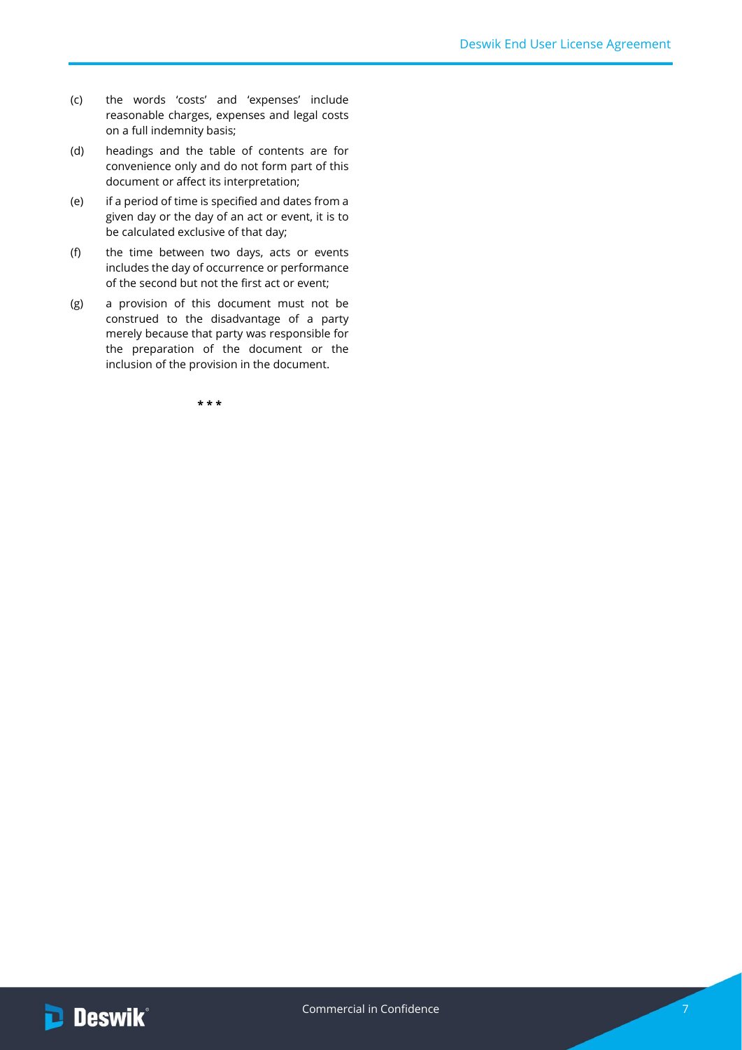(c) the words 'costs' and 'expenses' include reasonable charges, expenses and legal costs on a full indemnity basis;

(d) headings and the table of contents are for convenience only and do not form part of this document or affect its interpretation;

(e) if a period of time is specified and dates from a given day or the day of an act or event, it is to be calculated exclusive of that day;

(f) the time between two days, acts or events includes the day of occurrence or performance of the second but not the first act or event;

(g) a provision of this document must not be construed to the disadvantage of a party merely because that party was responsible for the preparation of the document or the inclusion of the provision in the document.

* * *